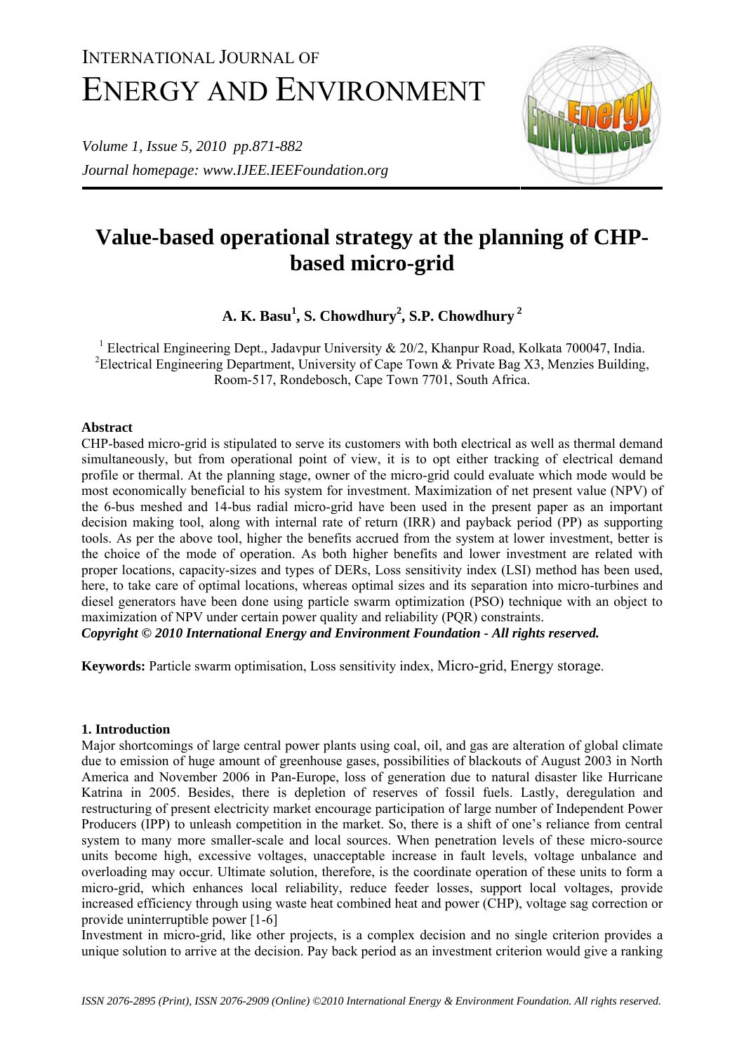# INTERNATIONAL JOURNAL OF ENERGY AND ENVIRONMENT

*Volume 1, Issue 5, 2010 pp.871-882*

*Journal homepage: www.IJEE.IEEFoundation.org*

# Value-based operational strategy at the planning of CHP-based micro-grid

**A. K. Basu[1], S. Chowdhury[2], S.P. Chowdhury[2]**

[1] Electrical Engineering Dept., Jadavpur University & 20/2, Khanpur Road, Kolkata 700047, India.
[2]Electrical Engineering Department, University of Cape Town & Private Bag X3, Menzies Building, Room-517, Rondebosch, Cape Town 7701, South Africa.

### Abstract

CHP-based micro-grid is stipulated to serve its customers with both electrical as well as thermal demand simultaneously, but from operational point of view, it is to opt either tracking of electrical demand profile or thermal. At the planning stage, owner of the micro-grid could evaluate which mode would be most economically beneficial to his system for investment. Maximization of net present value (NPV) of the 6-bus meshed and 14-bus radial micro-grid have been used in the present paper as an important decision making tool, along with internal rate of return (IRR) and payback period (PP) as supporting tools. As per the above tool, higher the benefits accrued from the system at lower investment, better is the choice of the mode of operation. As both higher benefits and lower investment are related with proper locations, capacity-sizes and types of DERs, Loss sensitivity index (LSI) method has been used, here, to take care of optimal locations, whereas optimal sizes and its separation into micro-turbines and diesel generators have been done using particle swarm optimization (PSO) technique with an object to maximization of NPV under certain power quality and reliability (PQR) constraints.

***Copyright © 2010 International Energy and Environment Foundation - All rights reserved.***

**Keywords:** Particle swarm optimisation, Loss sensitivity index, Micro-grid, Energy storage.

### 1. Introduction

Major shortcomings of large central power plants using coal, oil, and gas are alteration of global climate due to emission of huge amount of greenhouse gases, possibilities of blackouts of August 2003 in North America and November 2006 in Pan-Europe, loss of generation due to natural disaster like Hurricane Katrina in 2005. Besides, there is depletion of reserves of fossil fuels. Lastly, deregulation and restructuring of present electricity market encourage participation of large number of Independent Power Producers (IPP) to unleash competition in the market. So, there is a shift of one's reliance from central system to many more smaller-scale and local sources. When penetration levels of these micro-source units become high, excessive voltages, unacceptable increase in fault levels, voltage unbalance and overloading may occur. Ultimate solution, therefore, is the coordinate operation of these units to form a micro-grid, which enhances local reliability, reduce feeder losses, support local voltages, provide increased efficiency through using waste heat combined heat and power (CHP), voltage sag correction or provide uninterruptible power [1-6]

Investment in micro-grid, like other projects, is a complex decision and no single criterion provides a unique solution to arrive at the decision. Pay back period as an investment criterion would give a ranking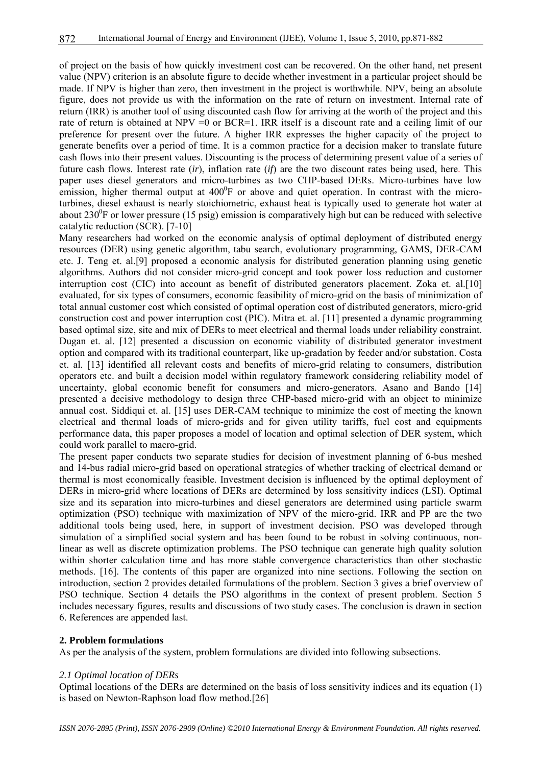of project on the basis of how quickly investment cost can be recovered. On the other hand, net present value (NPV) criterion is an absolute figure to decide whether investment in a particular project should be made. If NPV is higher than zero, then investment in the project is worthwhile. NPV, being an absolute figure, does not provide us with the information on the rate of return on investment. Internal rate of return (IRR) is another tool of using discounted cash flow for arriving at the worth of the project and this rate of return is obtained at NPV =0 or BCR=1. IRR itself is a discount rate and a ceiling limit of our preference for present over the future. A higher IRR expresses the higher capacity of the project to generate benefits over a period of time. It is a common practice for a decision maker to translate future cash flows into their present values. Discounting is the process of determining present value of a series of future cash flows. Interest rate (*ir*), inflation rate (*if*) are the two discount rates being used, here. This paper uses diesel generators and micro-turbines as two CHP-based DERs. Micro-turbines have low emission, higher thermal output at $400^0$F or above and quiet operation. In contrast with the micro-turbines, diesel exhaust is nearly stoichiometric, exhaust heat is typically used to generate hot water at about $230^0$F or lower pressure (15 psig) emission is comparatively high but can be reduced with selective catalytic reduction (SCR). [7-10]

Many researchers had worked on the economic analysis of optimal deployment of distributed energy resources (DER) using genetic algorithm, tabu search, evolutionary programming, GAMS, DER-CAM etc. J. Teng et. al.[9] proposed a economic analysis for distributed generation planning using genetic algorithms. Authors did not consider micro-grid concept and took power loss reduction and customer interruption cost (CIC) into account as benefit of distributed generators placement. Zoka et. al.[10] evaluated, for six types of consumers, economic feasibility of micro-grid on the basis of minimization of total annual customer cost which consisted of optimal operation cost of distributed generators, micro-grid construction cost and power interruption cost (PIC). Mitra et. al. [11] presented a dynamic programming based optimal size, site and mix of DERs to meet electrical and thermal loads under reliability constraint. Dugan et. al. [12] presented a discussion on economic viability of distributed generator investment option and compared with its traditional counterpart, like up-gradation by feeder and/or substation. Costa et. al. [13] identified all relevant costs and benefits of micro-grid relating to consumers, distribution operators etc. and built a decision model within regulatory framework considering reliability model of uncertainty, global economic benefit for consumers and micro-generators. Asano and Bando [14] presented a decisive methodology to design three CHP-based micro-grid with an object to minimize annual cost. Siddiqui et. al. [15] uses DER-CAM technique to minimize the cost of meeting the known electrical and thermal loads of micro-grids and for given utility tariffs, fuel cost and equipments performance data, this paper proposes a model of location and optimal selection of DER system, which could work parallel to macro-grid.

The present paper conducts two separate studies for decision of investment planning of 6-bus meshed and 14-bus radial micro-grid based on operational strategies of whether tracking of electrical demand or thermal is most economically feasible. Investment decision is influenced by the optimal deployment of DERs in micro-grid where locations of DERs are determined by loss sensitivity indices (LSI). Optimal size and its separation into micro-turbines and diesel generators are determined using particle swarm optimization (PSO) technique with maximization of NPV of the micro-grid. IRR and PP are the two additional tools being used, here, in support of investment decision. PSO was developed through simulation of a simplified social system and has been found to be robust in solving continuous, non-linear as well as discrete optimization problems. The PSO technique can generate high quality solution within shorter calculation time and has more stable convergence characteristics than other stochastic methods. [16]. The contents of this paper are organized into nine sections. Following the section on introduction, section 2 provides detailed formulations of the problem. Section 3 gives a brief overview of PSO technique. Section 4 details the PSO algorithms in the context of present problem. Section 5 includes necessary figures, results and discussions of two study cases. The conclusion is drawn in section 6. References are appended last.

## 2. Problem formulations

As per the analysis of the system, problem formulations are divided into following subsections.

### *2.1 Optimal location of DERs*

Optimal locations of the DERs are determined on the basis of loss sensitivity indices and its equation (1) is based on Newton-Raphson load flow method.[26]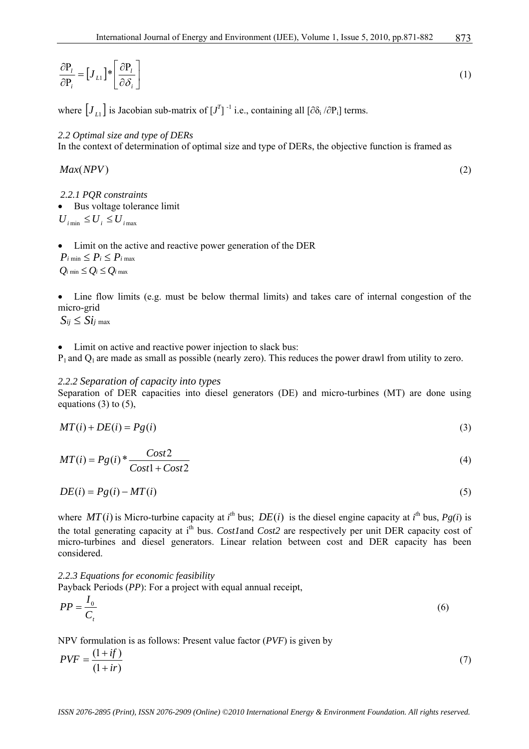$$\frac{\partial P_l}{\partial P_i} = [J_{L1}] * \left[ \frac{\partial P_l}{\partial \delta_i} \right] \tag{1}$$

where $[J_{L1}]$ is Jacobian sub-matrix of $[J^T]^{-1}$ i.e., containing all $[\partial\delta_i / \partial P_i]$ terms.

*2.2 Optimal size and type of DERs*

In the context of determination of optimal size and type of DERs, the objective function is framed as

$$Max(NPV) \tag{2}$$

*2.2.1 PQR constraints*

- Bus voltage tolerance limit

$U_{i\min} \le U_i \le U_{i\max}$

- Limit on the active and reactive power generation of the DER

$P_{i\min} \le P_i \le P_{i\max}$

$Q_{i\min} \le Q_i \le Q_{i\max}$

- Line flow limits (e.g. must be below thermal limits) and takes care of internal congestion of the micro-grid

$S_{ij} \le S_{ij\max}$

- Limit on active and reactive power injection to slack bus:

$P_1$ and $Q_1$ are made as small as possible (nearly zero). This reduces the power drawl from utility to zero.

*2.2.2 Separation of capacity into types*

Separation of DER capacities into diesel generators (DE) and micro-turbines (MT) are done using equations (3) to (5),

$$MT(i) + DE(i) = Pg(i) \tag{3}$$

$$MT(i) = Pg(i) * \frac{Cost2}{Cost1 + Cost2} \tag{4}$$

$$DE(i) = Pg(i) - MT(i) \tag{5}$$

where $MT(i)$ is Micro-turbine capacity at $i^{th}$ bus; $DE(i)$ is the diesel engine capacity at $i^{th}$ bus, $Pg(i)$ is the total generating capacity at $i^{th}$ bus. *Cost1* and *Cost2* are respectively per unit DER capacity cost of micro-turbines and diesel generators. Linear relation between cost and DER capacity has been considered.

*2.2.3 Equations for economic feasibility*

Payback Periods (*PP*): For a project with equal annual receipt,

$$PP = \frac{I_0}{C_t} \tag{6}$$

NPV formulation is as follows: Present value factor (*PVF*) is given by

$$PVF = \frac{(1 + if)}{(1 + ir)} \tag{7}$$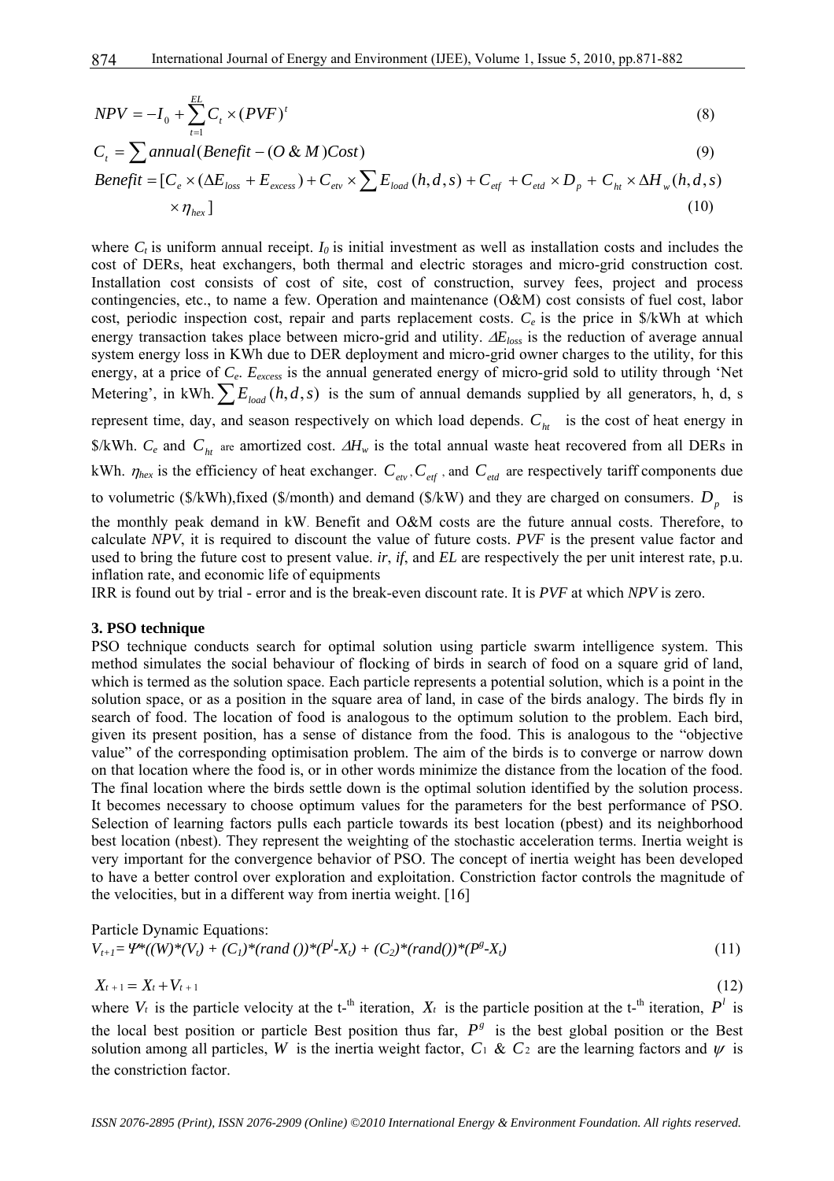$$NPV = -I_0 + \sum_{t=1}^{EL} C_t \times (PVF)^t \tag{8}$$

$$C_t = \sum annual(Benefit - (O \,\&\, M)Cost) \tag{9}$$

$$Benefit = [C_e \times (\Delta E_{loss} + E_{excess}) + C_{etv} \times \sum E_{load}(h,d,s) + C_{etf} + C_{etd} \times D_p + C_{ht} \times \Delta H_w(h,d,s) \times \eta_{hex}] \tag{10}$$

where $C_t$ is uniform annual receipt. $I_0$ is initial investment as well as installation costs and includes the cost of DERs, heat exchangers, both thermal and electric storages and micro-grid construction cost. Installation cost consists of cost of site, cost of construction, survey fees, project and process contingencies, etc., to name a few. Operation and maintenance (O&M) cost consists of fuel cost, labor cost, periodic inspection cost, repair and parts replacement costs. $C_e$ is the price in \$/kWh at which energy transaction takes place between micro-grid and utility. $\Delta E_{loss}$ is the reduction of average annual system energy loss in KWh due to DER deployment and micro-grid owner charges to the utility, for this energy, at a price of $C_e$. $E_{excess}$ is the annual generated energy of micro-grid sold to utility through 'Net Metering', in kWh. $\sum E_{load}(h,d,s)$ is the sum of annual demands supplied by all generators, h, d, s represent time, day, and season respectively on which load depends. $C_{ht}$ is the cost of heat energy in \$/kWh. $C_e$ and $C_{ht}$ are amortized cost. $\Delta H_w$ is the total annual waste heat recovered from all DERs in kWh. $\eta_{hex}$ is the efficiency of heat exchanger. $C_{etv}, C_{etf}$, and $C_{etd}$ are respectively tariff components due to volumetric (\$/kWh),fixed (\$/month) and demand (\$/kW) and they are charged on consumers. $D_p$ is the monthly peak demand in kW. Benefit and O&M costs are the future annual costs. Therefore, to calculate *NPV*, it is required to discount the value of future costs. *PVF* is the present value factor and used to bring the future cost to present value. *ir*, *if*, and *EL* are respectively the per unit interest rate, p.u. inflation rate, and economic life of equipments

IRR is found out by trial - error and is the break-even discount rate. It is *PVF* at which *NPV* is zero.

## 3. PSO technique

PSO technique conducts search for optimal solution using particle swarm intelligence system. This method simulates the social behaviour of flocking of birds in search of food on a square grid of land, which is termed as the solution space. Each particle represents a potential solution, which is a point in the solution space, or as a position in the square area of land, in case of the birds analogy. The birds fly in search of food. The location of food is analogous to the optimum solution to the problem. Each bird, given its present position, has a sense of distance from the food. This is analogous to the "objective value" of the corresponding optimisation problem. The aim of the birds is to converge or narrow down on that location where the food is, or in other words minimize the distance from the location of the food. The final location where the birds settle down is the optimal solution identified by the solution process. It becomes necessary to choose optimum values for the parameters for the best performance of PSO. Selection of learning factors pulls each particle towards its best location (pbest) and its neighborhood best location (nbest). They represent the weighting of the stochastic acceleration terms. Inertia weight is very important for the convergence behavior of PSO. The concept of inertia weight has been developed to have a better control over exploration and exploitation. Constriction factor controls the magnitude of the velocities, but in a different way from inertia weight. [16]

Particle Dynamic Equations:

$$V_{t+1} = \Psi * ((W)*(V_t) + (C_1)*(rand\,())*(P^l - X_t) + (C_2)*(rand())*(P^g - X_t) \tag{11}$$

$$X_{t+1} = X_t + V_{t+1} \tag{12}$$

where $V_t$ is the particle velocity at the t-th iteration, $X_t$ is the particle position at the t-th iteration, $P^l$ is the local best position or particle Best position thus far, $P^g$ is the best global position or the Best solution among all particles, $W$ is the inertia weight factor, $C_1$ & $C_2$ are the learning factors and $\psi$ is the constriction factor.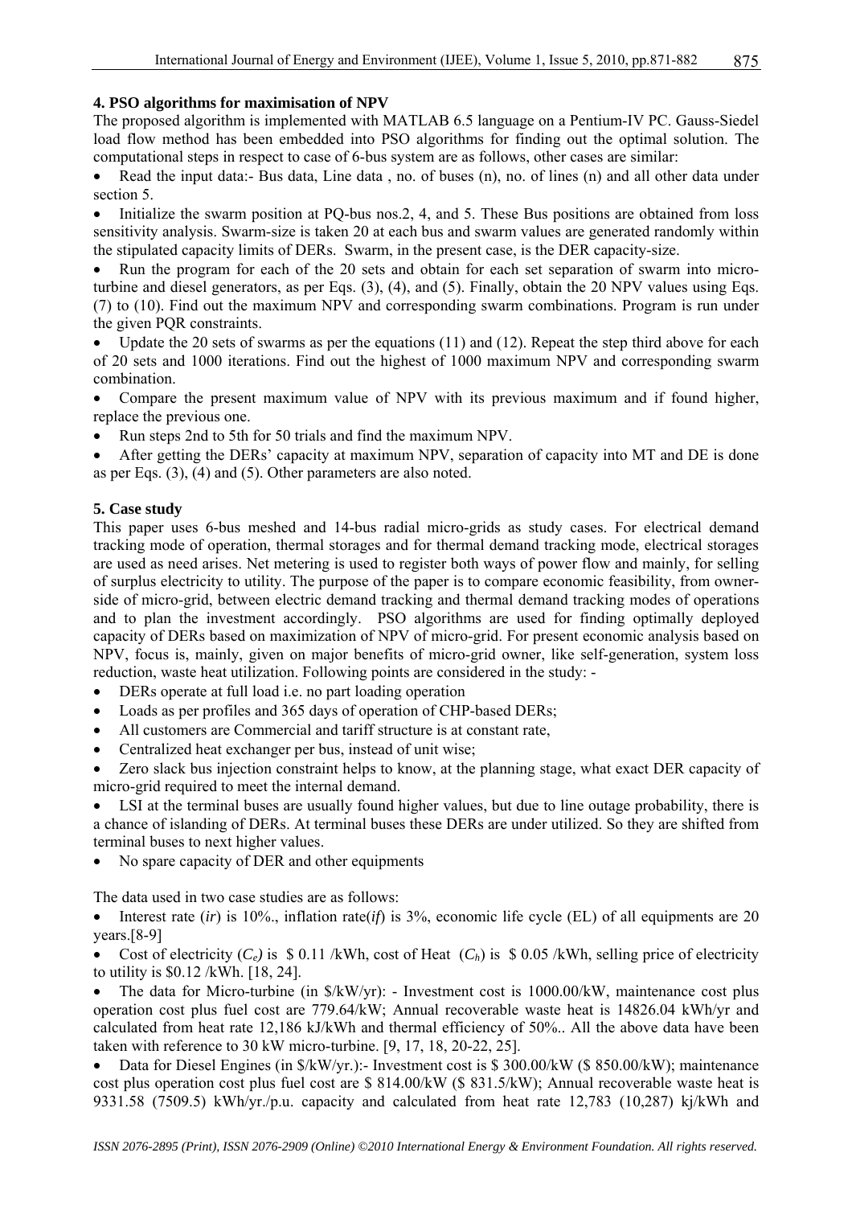### 4. PSO algorithms for maximisation of NPV

The proposed algorithm is implemented with MATLAB 6.5 language on a Pentium-IV PC. Gauss-Siedel load flow method has been embedded into PSO algorithms for finding out the optimal solution. The computational steps in respect to case of 6-bus system are as follows, other cases are similar:

- Read the input data:- Bus data, Line data , no. of buses (n), no. of lines (n) and all other data under section 5.
- Initialize the swarm position at PQ-bus nos.2, 4, and 5. These Bus positions are obtained from loss sensitivity analysis. Swarm-size is taken 20 at each bus and swarm values are generated randomly within the stipulated capacity limits of DERs. Swarm, in the present case, is the DER capacity-size.
- Run the program for each of the 20 sets and obtain for each set separation of swarm into micro-turbine and diesel generators, as per Eqs. (3), (4), and (5). Finally, obtain the 20 NPV values using Eqs. (7) to (10). Find out the maximum NPV and corresponding swarm combinations. Program is run under the given PQR constraints.
- Update the 20 sets of swarms as per the equations (11) and (12). Repeat the step third above for each of 20 sets and 1000 iterations. Find out the highest of 1000 maximum NPV and corresponding swarm combination.
- Compare the present maximum value of NPV with its previous maximum and if found higher, replace the previous one.
- Run steps 2nd to 5th for 50 trials and find the maximum NPV.
- After getting the DERs' capacity at maximum NPV, separation of capacity into MT and DE is done as per Eqs. (3), (4) and (5). Other parameters are also noted.

### 5. Case study

This paper uses 6-bus meshed and 14-bus radial micro-grids as study cases. For electrical demand tracking mode of operation, thermal storages and for thermal demand tracking mode, electrical storages are used as need arises. Net metering is used to register both ways of power flow and mainly, for selling of surplus electricity to utility. The purpose of the paper is to compare economic feasibility, from owner-side of micro-grid, between electric demand tracking and thermal demand tracking modes of operations and to plan the investment accordingly. PSO algorithms are used for finding optimally deployed capacity of DERs based on maximization of NPV of micro-grid. For present economic analysis based on NPV, focus is, mainly, given on major benefits of micro-grid owner, like self-generation, system loss reduction, waste heat utilization. Following points are considered in the study: -

- DERs operate at full load i.e. no part loading operation
- Loads as per profiles and 365 days of operation of CHP-based DERs;
- All customers are Commercial and tariff structure is at constant rate,
- Centralized heat exchanger per bus, instead of unit wise;
- Zero slack bus injection constraint helps to know, at the planning stage, what exact DER capacity of micro-grid required to meet the internal demand.
- LSI at the terminal buses are usually found higher values, but due to line outage probability, there is a chance of islanding of DERs. At terminal buses these DERs are under utilized. So they are shifted from terminal buses to next higher values.
- No spare capacity of DER and other equipments

The data used in two case studies are as follows:

- Interest rate (*ir*) is 10%., inflation rate(*if*) is 3%, economic life cycle (EL) of all equipments are 20 years.[8-9]
- Cost of electricity ($C_e$) is \$ 0.11 /kWh, cost of Heat ($C_h$) is \$ 0.05 /kWh, selling price of electricity to utility is \$0.12 /kWh. [18, 24].
- The data for Micro-turbine (in \$/kW/yr): - Investment cost is 1000.00/kW, maintenance cost plus operation cost plus fuel cost are 779.64/kW; Annual recoverable waste heat is 14826.04 kWh/yr and calculated from heat rate 12,186 kJ/kWh and thermal efficiency of 50%.. All the above data have been taken with reference to 30 kW micro-turbine. [9, 17, 18, 20-22, 25].
- Data for Diesel Engines (in \$/kW/yr.):- Investment cost is \$ 300.00/kW (\$ 850.00/kW); maintenance cost plus operation cost plus fuel cost are \$ 814.00/kW (\$ 831.5/kW); Annual recoverable waste heat is 9331.58 (7509.5) kWh/yr./p.u. capacity and calculated from heat rate 12,783 (10,287) kj/kWh and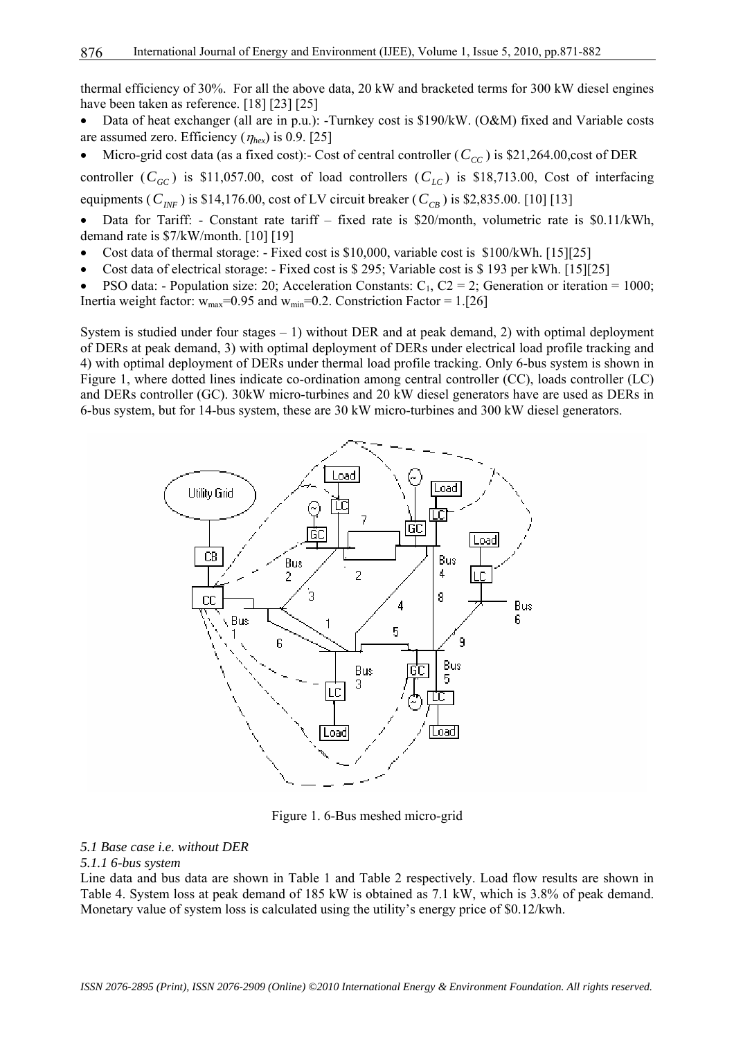thermal efficiency of 30%. For all the above data, 20 kW and bracketed terms for 300 kW diesel engines have been taken as reference. [18] [23] [25]

- Data of heat exchanger (all are in p.u.): -Turnkey cost is $190/kW. (O&M) fixed and Variable costs are assumed zero. Efficiency ($\eta_{hex}$) is 0.9. [25]
- Micro-grid cost data (as a fixed cost):- Cost of central controller ($C_{CC}$) is $21,264.00,cost of DER controller ($C_{GC}$) is $11,057.00, cost of load controllers ($C_{LC}$) is $18,713.00, Cost of interfacing equipments ($C_{INF}$) is $14,176.00, cost of LV circuit breaker ($C_{CB}$) is $2,835.00. [10] [13]
- Data for Tariff: - Constant rate tariff – fixed rate is $20/month, volumetric rate is $0.11/kWh, demand rate is $7/kW/month. [10] [19]
- Cost data of thermal storage: - Fixed cost is $10,000, variable cost is $100/kWh. [15][25]
- Cost data of electrical storage: - Fixed cost is $ 295; Variable cost is $ 193 per kWh. [15][25]
- PSO data: - Population size: 20; Acceleration Constants: $C_1$, C2 = 2; Generation or iteration = 1000; Inertia weight factor: $w_{max}$=0.95 and $w_{min}$=0.2. Constriction Factor = 1.[26]

System is studied under four stages – 1) without DER and at peak demand, 2) with optimal deployment of DERs at peak demand, 3) with optimal deployment of DERs under electrical load profile tracking and 4) with optimal deployment of DERs under thermal load profile tracking. Only 6-bus system is shown in Figure 1, where dotted lines indicate co-ordination among central controller (CC), loads controller (LC) and DERs controller (GC). 30kW micro-turbines and 20 kW diesel generators have are used as DERs in 6-bus system, but for 14-bus system, these are 30 kW micro-turbines and 300 kW diesel generators.

Figure 1. 6-Bus meshed micro-grid

*5.1 Base case i.e. without DER*

*5.1.1 6-bus system*

Line data and bus data are shown in Table 1 and Table 2 respectively. Load flow results are shown in Table 4. System loss at peak demand of 185 kW is obtained as 7.1 kW, which is 3.8% of peak demand. Monetary value of system loss is calculated using the utility's energy price of $0.12/kwh.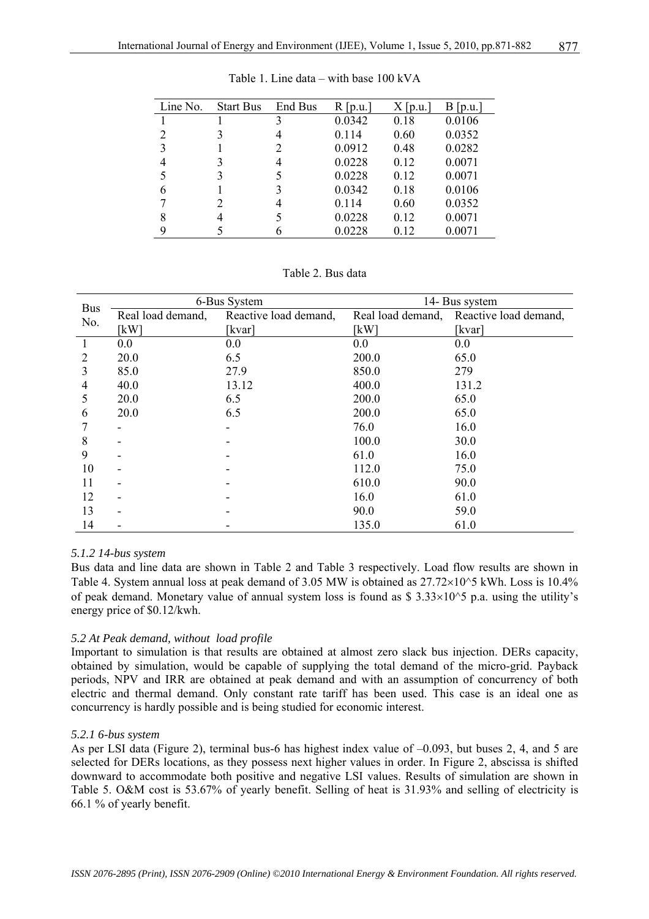Table 1. Line data – with base 100 kVA

| Line No. | Start Bus | End Bus | R [p.u.] | X [p.u.] | B [p.u.] |
|---|---|---|---|---|---|
| 1 | 1 | 3 | 0.0342 | 0.18 | 0.0106 |
| 2 | 3 | 4 | 0.114 | 0.60 | 0.0352 |
| 3 | 1 | 2 | 0.0912 | 0.48 | 0.0282 |
| 4 | 3 | 4 | 0.0228 | 0.12 | 0.0071 |
| 5 | 3 | 5 | 0.0228 | 0.12 | 0.0071 |
| 6 | 1 | 3 | 0.0342 | 0.18 | 0.0106 |
| 7 | 2 | 4 | 0.114 | 0.60 | 0.0352 |
| 8 | 4 | 5 | 0.0228 | 0.12 | 0.0071 |
| 9 | 5 | 6 | 0.0228 | 0.12 | 0.0071 |

Table 2. Bus data

| Bus No. | 6-Bus System | | 14- Bus system | |
|---|---|---|---|---|
| | Real load demand, [kW] | Reactive load demand, [kvar] | Real load demand, [kW] | Reactive load demand, [kvar] |
| 1 | 0.0 | 0.0 | 0.0 | 0.0 |
| 2 | 20.0 | 6.5 | 200.0 | 65.0 |
| 3 | 85.0 | 27.9 | 850.0 | 279 |
| 4 | 40.0 | 13.12 | 400.0 | 131.2 |
| 5 | 20.0 | 6.5 | 200.0 | 65.0 |
| 6 | 20.0 | 6.5 | 200.0 | 65.0 |
| 7 | - | - | 76.0 | 16.0 |
| 8 | - | - | 100.0 | 30.0 |
| 9 | - | - | 61.0 | 16.0 |
| 10 | - | - | 112.0 | 75.0 |
| 11 | - | - | 610.0 | 90.0 |
| 12 | - | - | 16.0 | 61.0 |
| 13 | - | - | 90.0 | 59.0 |
| 14 | - | - | 135.0 | 61.0 |

#### *5.1.2 14-bus system*

Bus data and line data are shown in Table 2 and Table 3 respectively. Load flow results are shown in Table 4. System annual loss at peak demand of 3.05 MW is obtained as $27.72\times10^5$ kWh. Loss is 10.4% of peak demand. Monetary value of annual system loss is found as \$ $3.33\times10^5$ p.a. using the utility's energy price of \$0.12/kwh.

### *5.2 At Peak demand, without load profile*

Important to simulation is that results are obtained at almost zero slack bus injection. DERs capacity, obtained by simulation, would be capable of supplying the total demand of the micro-grid. Payback periods, NPV and IRR are obtained at peak demand and with an assumption of concurrency of both electric and thermal demand. Only constant rate tariff has been used. This case is an ideal one as concurrency is hardly possible and is being studied for economic interest.

#### *5.2.1 6-bus system*

As per LSI data (Figure 2), terminal bus-6 has highest index value of –0.093, but buses 2, 4, and 5 are selected for DERs locations, as they possess next higher values in order. In Figure 2, abscissa is shifted downward to accommodate both positive and negative LSI values. Results of simulation are shown in Table 5. O&M cost is 53.67% of yearly benefit. Selling of heat is 31.93% and selling of electricity is 66.1 % of yearly benefit.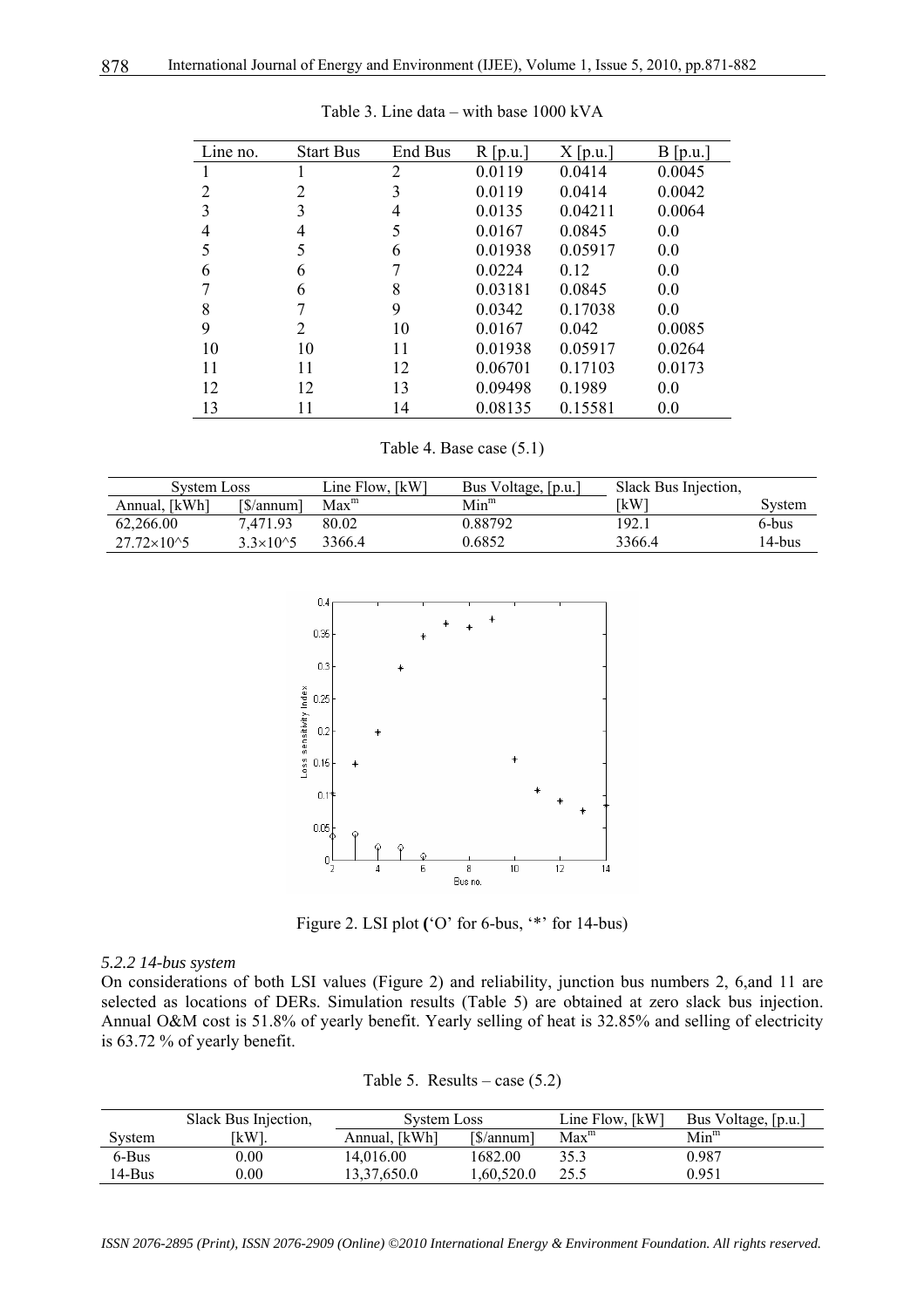Table 3. Line data – with base 1000 kVA

| Line no. | Start Bus | End Bus | R [p.u.] | X [p.u.] | B [p.u.] |
|---|---|---|---|---|---|
| 1 | 1 | 2 | 0.0119 | 0.0414 | 0.0045 |
| 2 | 2 | 3 | 0.0119 | 0.0414 | 0.0042 |
| 3 | 3 | 4 | 0.0135 | 0.04211 | 0.0064 |
| 4 | 4 | 5 | 0.0167 | 0.0845 | 0.0 |
| 5 | 5 | 6 | 0.01938 | 0.05917 | 0.0 |
| 6 | 6 | 7 | 0.0224 | 0.12 | 0.0 |
| 7 | 6 | 8 | 0.03181 | 0.0845 | 0.0 |
| 8 | 7 | 9 | 0.0342 | 0.17038 | 0.0 |
| 9 | 2 | 10 | 0.0167 | 0.042 | 0.0085 |
| 10 | 10 | 11 | 0.01938 | 0.05917 | 0.0264 |
| 11 | 11 | 12 | 0.06701 | 0.17103 | 0.0173 |
| 12 | 12 | 13 | 0.09498 | 0.1989 | 0.0 |
| 13 | 11 | 14 | 0.08135 | 0.15581 | 0.0 |

Table 4. Base case (5.1)

| System Loss | | Line Flow, [kW] | Bus Voltage, [p.u.] | Slack Bus Injection, | |
|---|---|---|---|---|---|
| Annual, [kWh] | [$/annum] | Max$^{m}$ | Min$^{m}$ | [kW] | System |
| 62,266.00 | 7,471.93 | 80.02 | 0.88792 | 192.1 | 6-bus |
| 27.72×10^5 | 3.3×10^5 | 3366.4 | 0.6852 | 3366.4 | 14-bus |

Figure 2. LSI plot ('O' for 6-bus, '*' for 14-bus)

*5.2.2 14-bus system*

On considerations of both LSI values (Figure 2) and reliability, junction bus numbers 2, 6,and 11 are selected as locations of DERs. Simulation results (Table 5) are obtained at zero slack bus injection. Annual O&M cost is 51.8% of yearly benefit. Yearly selling of heat is 32.85% and selling of electricity is 63.72 % of yearly benefit.

Table 5. Results – case (5.2)

| | Slack Bus Injection, | System Loss | | Line Flow, [kW] | Bus Voltage, [p.u.] |
|---|---|---|---|---|---|
| System | [kW]. | Annual, [kWh] | [$/annum] | Max$^{m}$ | Min$^{m}$ |
| 6-Bus | 0.00 | 14,016.00 | 1682.00 | 35.3 | 0.987 |
| 14-Bus | 0.00 | 13,37,650.0 | 1,60,520.0 | 25.5 | 0.951 |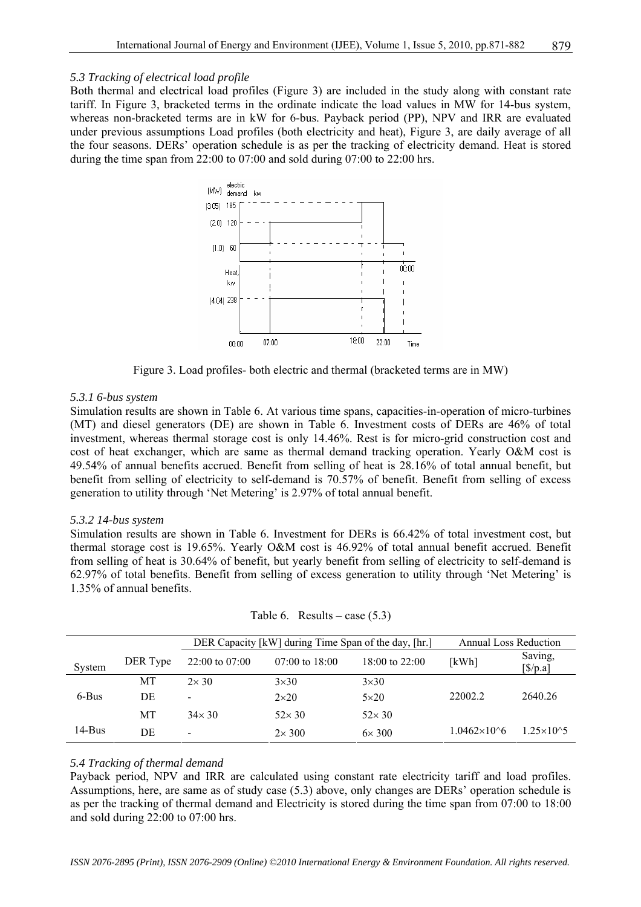### 5.3 Tracking of electrical load profile

Both thermal and electrical load profiles (Figure 3) are included in the study along with constant rate tariff. In Figure 3, bracketed terms in the ordinate indicate the load values in MW for 14-bus system, whereas non-bracketed terms are in kW for 6-bus. Payback period (PP), NPV and IRR are evaluated under previous assumptions Load profiles (both electricity and heat), Figure 3, are daily average of all the four seasons. DERs' operation schedule is as per the tracking of electricity demand. Heat is stored during the time span from 22:00 to 07:00 and sold during 07:00 to 22:00 hrs.

Figure 3. Load profiles- both electric and thermal (bracketed terms are in MW)

#### 5.3.1 6-bus system

Simulation results are shown in Table 6. At various time spans, capacities-in-operation of micro-turbines (MT) and diesel generators (DE) are shown in Table 6. Investment costs of DERs are 46% of total investment, whereas thermal storage cost is only 14.46%. Rest is for micro-grid construction cost and cost of heat exchanger, which are same as thermal demand tracking operation. Yearly O&M cost is 49.54% of annual benefits accrued. Benefit from selling of heat is 28.16% of total annual benefit, but benefit from selling of electricity to self-demand is 70.57% of benefit. Benefit from selling of excess generation to utility through 'Net Metering' is 2.97% of total annual benefit.

#### 5.3.2 14-bus system

Simulation results are shown in Table 6. Investment for DERs is 66.42% of total investment cost, but thermal storage cost is 19.65%. Yearly O&M cost is 46.92% of total annual benefit accrued. Benefit from selling of heat is 30.64% of benefit, but yearly benefit from selling of electricity to self-demand is 62.97% of total benefits. Benefit from selling of excess generation to utility through 'Net Metering' is 1.35% of annual benefits.

Table 6. Results – case (5.3)

| | | DER Capacity [kW] during Time Span of the day, [hr.] | | | Annual Loss Reduction | |
|---|---|---|---|---|---|---|
| System | DER Type | 22:00 to 07:00 | 07:00 to 18:00 | 18:00 to 22:00 | [kWh] | Saving, [$/p.a] |
| 6-Bus | MT | $2\times 30$ | $3\times30$ | $3\times30$ | 22002.2 | 2640.26 |
| | DE | - | $2\times20$ | $5\times20$ | | |
| 14-Bus | MT | $34\times 30$ | $52\times 30$ | $52\times 30$ | $1.0462\times10^6$ | $1.25\times10^5$ |
| | DE | - | $2\times 300$ | $6\times 300$ | | |

### 5.4 Tracking of thermal demand

Payback period, NPV and IRR are calculated using constant rate electricity tariff and load profiles. Assumptions, here, are same as of study case (5.3) above, only changes are DERs' operation schedule is as per the tracking of thermal demand and Electricity is stored during the time span from 07:00 to 18:00 and sold during 22:00 to 07:00 hrs.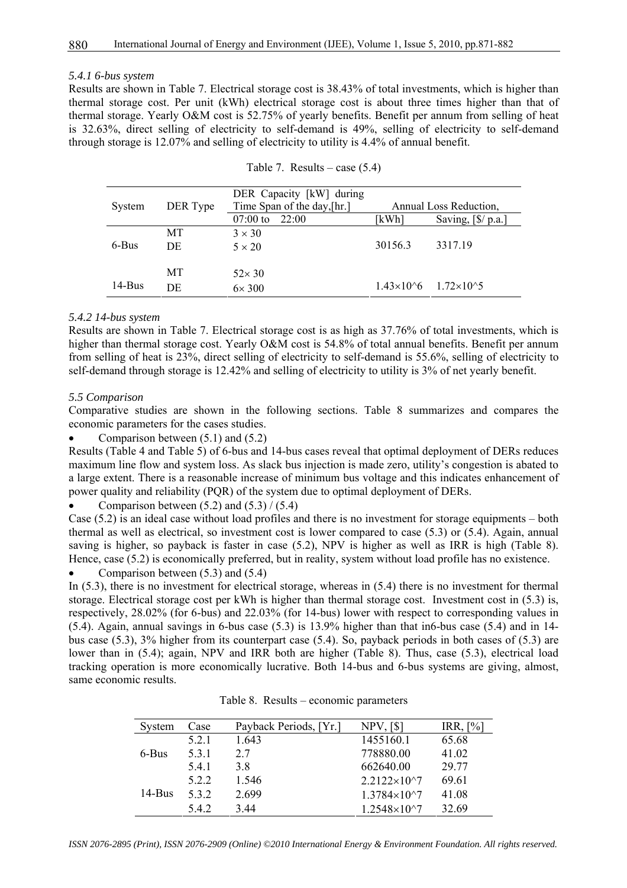#### 5.4.1 6-bus system

Results are shown in Table 7. Electrical storage cost is 38.43% of total investments, which is higher than thermal storage cost. Per unit (kWh) electrical storage cost is about three times higher than that of thermal storage. Yearly O&M cost is 52.75% of yearly benefits. Benefit per annum from selling of heat is 32.63%, direct selling of electricity to self-demand is 49%, selling of electricity to self-demand through storage is 12.07% and selling of electricity to utility is 4.4% of annual benefit.

Table 7. Results – case (5.4)

| System | DER Type | DER Capacity [kW] during Time Span of the day,[hr.] | Annual Loss Reduction, | |
|---|---|---|---|---|
| | | 07:00 to 22:00 | [kWh] | Saving, [$/ p.a.] |
| 6-Bus | MT | $3 \times 30$ | 30156.3 | 3317.19 |
| | DE | $5 \times 20$ | | |
| 14-Bus | MT | $52 \times 30$ | $1.43 \times 10^6$ | $1.72 \times 10^5$ |
| | DE | $6 \times 300$ | | |

#### 5.4.2 14-bus system

Results are shown in Table 7. Electrical storage cost is as high as 37.76% of total investments, which is higher than thermal storage cost. Yearly O&M cost is 54.8% of total annual benefits. Benefit per annum from selling of heat is 23%, direct selling of electricity to self-demand is 55.6%, selling of electricity to self-demand through storage is 12.42% and selling of electricity to utility is 3% of net yearly benefit.

### 5.5 Comparison

Comparative studies are shown in the following sections. Table 8 summarizes and compares the economic parameters for the cases studies.

- Comparison between (5.1) and (5.2)

Results (Table 4 and Table 5) of 6-bus and 14-bus cases reveal that optimal deployment of DERs reduces maximum line flow and system loss. As slack bus injection is made zero, utility's congestion is abated to a large extent. There is a reasonable increase of minimum bus voltage and this indicates enhancement of power quality and reliability (PQR) of the system due to optimal deployment of DERs.

- Comparison between (5.2) and (5.3) / (5.4)

Case (5.2) is an ideal case without load profiles and there is no investment for storage equipments – both thermal as well as electrical, so investment cost is lower compared to case (5.3) or (5.4). Again, annual saving is higher, so payback is faster in case (5.2), NPV is higher as well as IRR is high (Table 8). Hence, case (5.2) is economically preferred, but in reality, system without load profile has no existence.

- Comparison between (5.3) and (5.4)

In (5.3), there is no investment for electrical storage, whereas in (5.4) there is no investment for thermal storage. Electrical storage cost per kWh is higher than thermal storage cost. Investment cost in (5.3) is, respectively, 28.02% (for 6-bus) and 22.03% (for 14-bus) lower with respect to corresponding values in (5.4). Again, annual savings in 6-bus case (5.3) is 13.9% higher than that in6-bus case (5.4) and in 14-bus case (5.3), 3% higher from its counterpart case (5.4). So, payback periods in both cases of (5.3) are lower than in (5.4); again, NPV and IRR both are higher (Table 8). Thus, case (5.3), electrical load tracking operation is more economically lucrative. Both 14-bus and 6-bus systems are giving, almost, same economic results.

Table 8. Results – economic parameters

| System | Case | Payback Periods, [Yr.] | NPV, [$] | IRR, [%] |
|---|---|---|---|---|
| 6-Bus | 5.2.1 | 1.643 | 1455160.1 | 65.68 |
| | 5.3.1 | 2.7 | 778880.00 | 41.02 |
| | 5.4.1 | 3.8 | 662640.00 | 29.77 |
| 14-Bus | 5.2.2 | 1.546 | $2.2122 \times 10^7$ | 69.61 |
| | 5.3.2 | 2.699 | $1.3784 \times 10^7$ | 41.08 |
| | 5.4.2 | 3.44 | $1.2548 \times 10^7$ | 32.69 |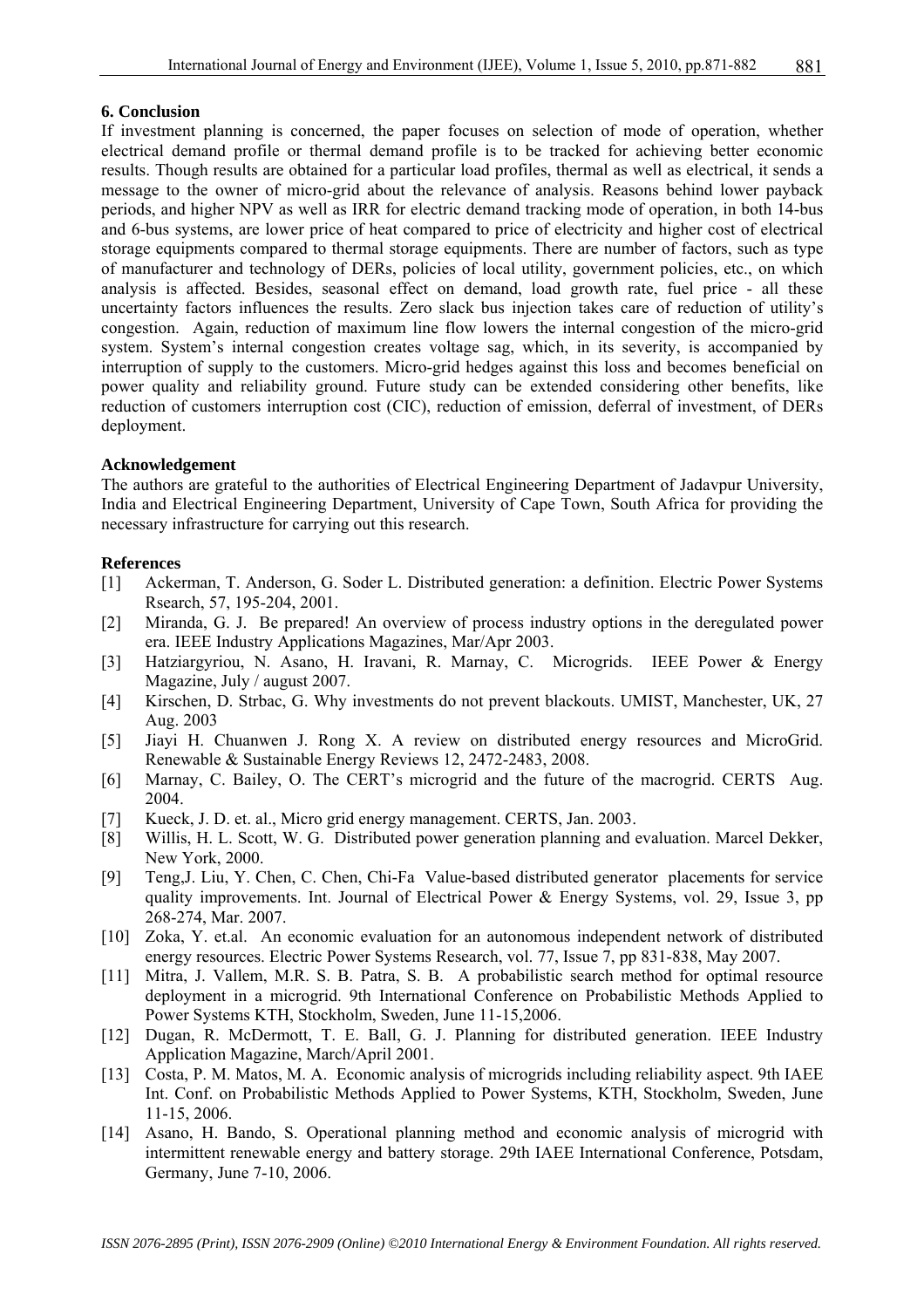## 6. Conclusion

If investment planning is concerned, the paper focuses on selection of mode of operation, whether electrical demand profile or thermal demand profile is to be tracked for achieving better economic results. Though results are obtained for a particular load profiles, thermal as well as electrical, it sends a message to the owner of micro-grid about the relevance of analysis. Reasons behind lower payback periods, and higher NPV as well as IRR for electric demand tracking mode of operation, in both 14-bus and 6-bus systems, are lower price of heat compared to price of electricity and higher cost of electrical storage equipments compared to thermal storage equipments. There are number of factors, such as type of manufacturer and technology of DERs, policies of local utility, government policies, etc., on which analysis is affected. Besides, seasonal effect on demand, load growth rate, fuel price - all these uncertainty factors influences the results. Zero slack bus injection takes care of reduction of utility's congestion. Again, reduction of maximum line flow lowers the internal congestion of the micro-grid system. System's internal congestion creates voltage sag, which, in its severity, is accompanied by interruption of supply to the customers. Micro-grid hedges against this loss and becomes beneficial on power quality and reliability ground. Future study can be extended considering other benefits, like reduction of customers interruption cost (CIC), reduction of emission, deferral of investment, of DERs deployment.

## Acknowledgement

The authors are grateful to the authorities of Electrical Engineering Department of Jadavpur University, India and Electrical Engineering Department, University of Cape Town, South Africa for providing the necessary infrastructure for carrying out this research.

## References

[1] Ackerman, T. Anderson, G. Soder L. Distributed generation: a definition. Electric Power Systems Rsearch, 57, 195-204, 2001.

[2] Miranda, G. J. Be prepared! An overview of process industry options in the deregulated power era. IEEE Industry Applications Magazines, Mar/Apr 2003.

[3] Hatziargyriou, N. Asano, H. Iravani, R. Marnay, C. Microgrids. IEEE Power & Energy Magazine, July / august 2007.

[4] Kirschen, D. Strbac, G. Why investments do not prevent blackouts. UMIST, Manchester, UK, 27 Aug. 2003

[5] Jiayi H. Chuanwen J. Rong X. A review on distributed energy resources and MicroGrid. Renewable & Sustainable Energy Reviews 12, 2472-2483, 2008.

[6] Marnay, C. Bailey, O. The CERT's microgrid and the future of the macrogrid. CERTS Aug. 2004.

[7] Kueck, J. D. et. al., Micro grid energy management. CERTS, Jan. 2003.

[8] Willis, H. L. Scott, W. G. Distributed power generation planning and evaluation. Marcel Dekker, New York, 2000.

[9] Teng,J. Liu, Y. Chen, C. Chen, Chi-Fa Value-based distributed generator placements for service quality improvements. Int. Journal of Electrical Power & Energy Systems, vol. 29, Issue 3, pp 268-274, Mar. 2007.

[10] Zoka, Y. et.al. An economic evaluation for an autonomous independent network of distributed energy resources. Electric Power Systems Research, vol. 77, Issue 7, pp 831-838, May 2007.

[11] Mitra, J. Vallem, M.R. S. B. Patra, S. B. A probabilistic search method for optimal resource deployment in a microgrid. 9th International Conference on Probabilistic Methods Applied to Power Systems KTH, Stockholm, Sweden, June 11-15,2006.

[12] Dugan, R. McDermott, T. E. Ball, G. J. Planning for distributed generation. IEEE Industry Application Magazine, March/April 2001.

[13] Costa, P. M. Matos, M. A. Economic analysis of microgrids including reliability aspect. 9th IAEE Int. Conf. on Probabilistic Methods Applied to Power Systems, KTH, Stockholm, Sweden, June 11-15, 2006.

[14] Asano, H. Bando, S. Operational planning method and economic analysis of microgrid with intermittent renewable energy and battery storage. 29th IAEE International Conference, Potsdam, Germany, June 7-10, 2006.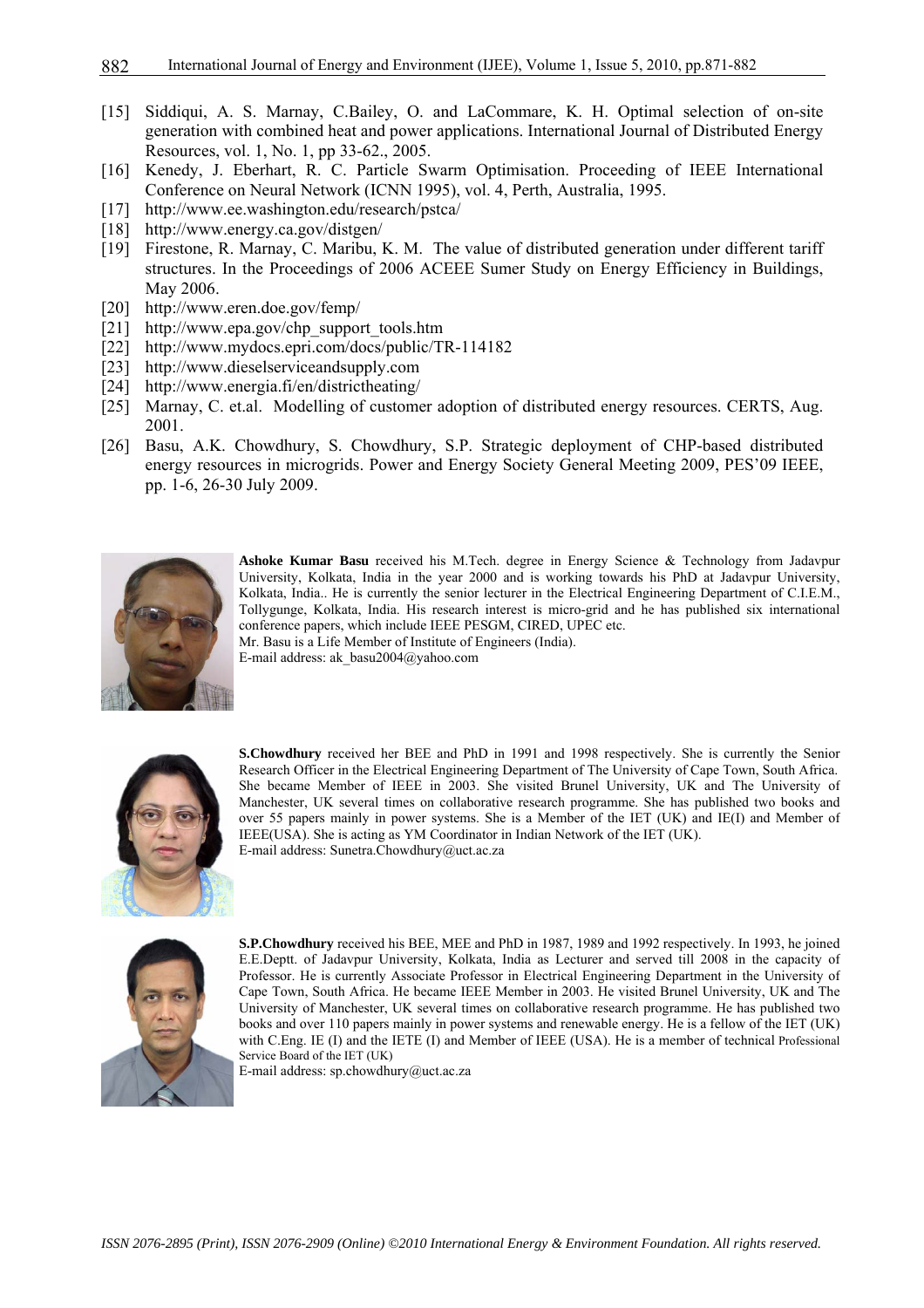[15] Siddiqui, A. S. Marnay, C.Bailey, O. and LaCommare, K. H. Optimal selection of on-site generation with combined heat and power applications. International Journal of Distributed Energy Resources, vol. 1, No. 1, pp 33-62., 2005.

[16] Kenedy, J. Eberhart, R. C. Particle Swarm Optimisation. Proceeding of IEEE International Conference on Neural Network (ICNN 1995), vol. 4, Perth, Australia, 1995.

[17] http://www.ee.washington.edu/research/pstca/

[18] http://www.energy.ca.gov/distgen/

[19] Firestone, R. Marnay, C. Maribu, K. M. The value of distributed generation under different tariff structures. In the Proceedings of 2006 ACEEE Sumer Study on Energy Efficiency in Buildings, May 2006.

[20] http://www.eren.doe.gov/femp/

[21] http://www.epa.gov/chp_support_tools.htm

[22] http://www.mydocs.epri.com/docs/public/TR-114182

[23] http://www.dieselserviceandsupply.com

[24] http://www.energia.fi/en/districtheating/

[25] Marnay, C. et.al. Modelling of customer adoption of distributed energy resources. CERTS, Aug. 2001.

[26] Basu, A.K. Chowdhury, S. Chowdhury, S.P. Strategic deployment of CHP-based distributed energy resources in microgrids. Power and Energy Society General Meeting 2009, PES'09 IEEE, pp. 1-6, 26-30 July 2009.

**Ashoke Kumar Basu** received his M.Tech. degree in Energy Science & Technology from Jadavpur University, Kolkata, India in the year 2000 and is working towards his PhD at Jadavpur University, Kolkata, India.. He is currently the senior lecturer in the Electrical Engineering Department of C.I.E.M., Tollygunge, Kolkata, India. His research interest is micro-grid and he has published six international conference papers, which include IEEE PESGM, CIRED, UPEC etc.
Mr. Basu is a Life Member of Institute of Engineers (India).
E-mail address: ak_basu2004@yahoo.com

**S.Chowdhury** received her BEE and PhD in 1991 and 1998 respectively. She is currently the Senior Research Officer in the Electrical Engineering Department of The University of Cape Town, South Africa. She became Member of IEEE in 2003. She visited Brunel University, UK and The University of Manchester, UK several times on collaborative research programme. She has published two books and over 55 papers mainly in power systems. She is a Member of the IET (UK) and IE(I) and Member of IEEE(USA). She is acting as YM Coordinator in Indian Network of the IET (UK).
E-mail address: Sunetra.Chowdhury@uct.ac.za

**S.P.Chowdhury** received his BEE, MEE and PhD in 1987, 1989 and 1992 respectively. In 1993, he joined E.E.Deptt. of Jadavpur University, Kolkata, India as Lecturer and served till 2008 in the capacity of Professor. He is currently Associate Professor in Electrical Engineering Department in the University of Cape Town, South Africa. He became IEEE Member in 2003. He visited Brunel University, UK and The University of Manchester, UK several times on collaborative research programme. He has published two books and over 110 papers mainly in power systems and renewable energy. He is a fellow of the IET (UK) with C.Eng. IE (I) and the IETE (I) and Member of IEEE (USA). He is a member of technical Professional Service Board of the IET (UK)
E-mail address: sp.chowdhury@uct.ac.za